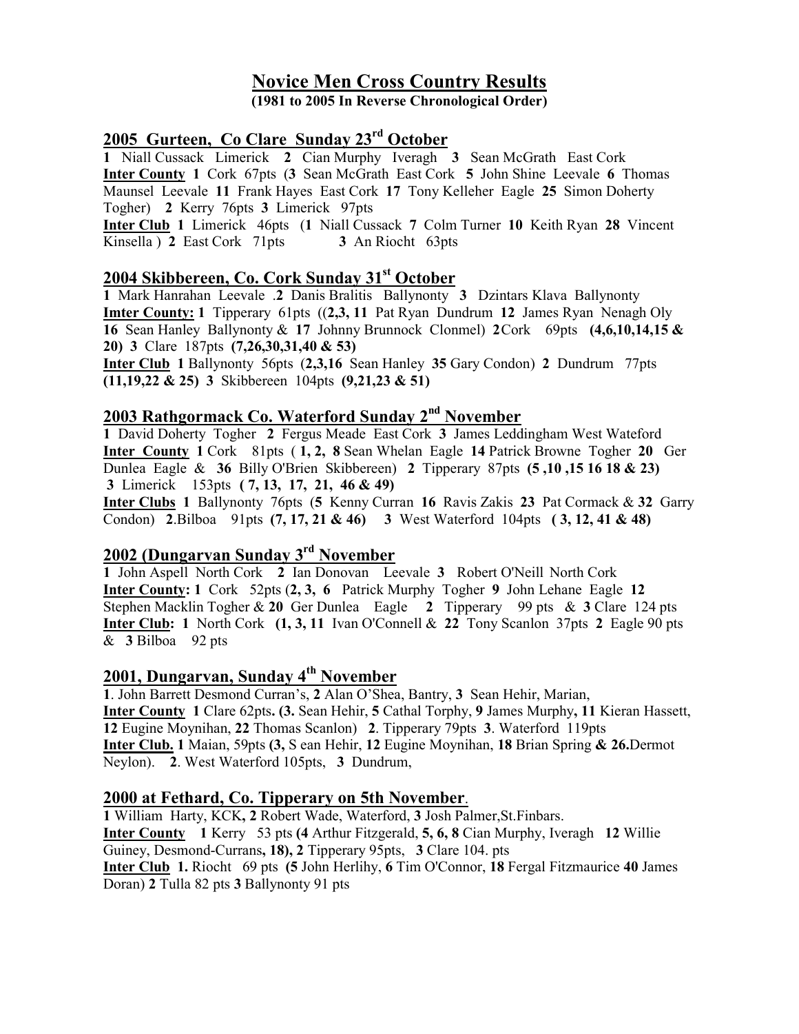# Novice Men Cross Country Results

**(1981 to 2005 In Reverse Chronological Order)**

## 2005 Gurteen, Co Clare Sunday 23rd October

**1** Niall Cussack Limerick **2** Cian Murphy Iveragh **3** Sean McGrath East Cork
**Inter County** **1** Cork 67pts (**3** Sean McGrath East Cork **5** John Shine Leevale **6** Thomas Maunsel Leevale **11** Frank Hayes East Cork **17** Tony Kelleher Eagle **25** Simon Doherty Togher) **2** Kerry 76pts **3** Limerick 97pts
**Inter Club** **1** Limerick 46pts (**1** Niall Cussack **7** Colm Turner **10** Keith Ryan **28** Vincent Kinsella ) **2** East Cork 71pts **3** An Riocht 63pts

## 2004 Skibbereen, Co. Cork Sunday 31st October

**1** Mark Hanrahan Leevale .**2** Danis Bralitis Ballynonty **3** Dzintars Klava Ballynonty
**Imter County: 1** Tipperary 61pts ((**2,3, 11** Pat Ryan Dundrum **12** James Ryan Nenagh Oly **16** Sean Hanley Ballynonty & **17** Johnny Brunnock Clonmel) **2** Cork 69pts **(4,6,10,14,15 & 20) 3** Clare 187pts **(7,26,30,31,40 & 53)**
**Inter Club** **1** Ballynonty 56pts (**2,3,16** Sean Hanley **35** Gary Condon) **2** Dundrum 77pts **(11,19,22 & 25) 3** Skibbereen 104pts **(9,21,23 & 51)**

## 2003 Rathgormack Co. Waterford Sunday 2nd November

**1** David Doherty Togher **2** Fergus Meade East Cork **3** James Leddingham West Wateford
**Inter County** **1** Cork 81pts ( **1, 2, 8** Sean Whelan Eagle **14** Patrick Browne Togher **20** Ger Dunlea Eagle & **36** Billy O'Brien Skibbereen) **2** Tipperary 87pts **(5 ,10 ,15 16 18 & 23)**
**3** Limerick 153pts **( 7, 13, 17, 21, 46 & 49)**
**Inter Clubs** **1** Ballynonty 76pts (**5** Kenny Curran **16** Ravis Zakis **23** Pat Cormack & **32** Garry Condon) **2**.Bilboa 91pts **(7, 17, 21 & 46)** **3** West Waterford 104pts **( 3, 12, 41 & 48)**

## 2002 (Dungarvan Sunday 3rd November

**1** John Aspell North Cork **2** Ian Donovan Leevale **3** Robert O'Neill North Cork
**Inter County: 1** Cork 52pts (**2, 3, 6** Patrick Murphy Togher **9** John Lehane Eagle **12** Stephen Macklin Togher & **20** Ger Dunlea Eagle **2** Tipperary 99 pts & **3** Clare 124 pts
**Inter Club: 1** North Cork **(1, 3, 11** Ivan O'Connell & **22** Tony Scanlon 37pts **2** Eagle 90 pts & **3** Bilboa 92 pts

## 2001, Dungarvan, Sunday 4th November

**1**. John Barrett Desmond Curran's, **2** Alan O'Shea, Bantry, **3** Sean Hehir, Marian,
**Inter County** **1** Clare 62pts**. (3.** Sean Hehir, **5** Cathal Torphy, **9** James Murphy**, 11** Kieran Hassett, **12** Eugine Moynihan, **22** Thomas Scanlon) **2**. Tipperary 79pts **3**. Waterford 119pts
**Inter Club. 1** Maian, 59pts **(3,** S ean Hehir, **12** Eugine Moynihan, **18** Brian Spring **& 26.**Dermot Neylon). **2**. West Waterford 105pts, **3** Dundrum,

## 2000 at Fethard, Co. Tipperary on 5th November.

**1** William Harty, KCK**, 2** Robert Wade, Waterford, **3** Josh Palmer,St.Finbars.
**Inter County** **1** Kerry 53 pts **(4** Arthur Fitzgerald, **5, 6, 8** Cian Murphy, Iveragh **12** Willie Guiney, Desmond-Currans**, 18), 2** Tipperary 95pts, **3** Clare 104. pts
**Inter Club** **1.** Riocht 69 pts **(5** John Herlihy, **6** Tim O'Connor, **18** Fergal Fitzmaurice **40** James Doran) **2** Tulla 82 pts **3** Ballynonty 91 pts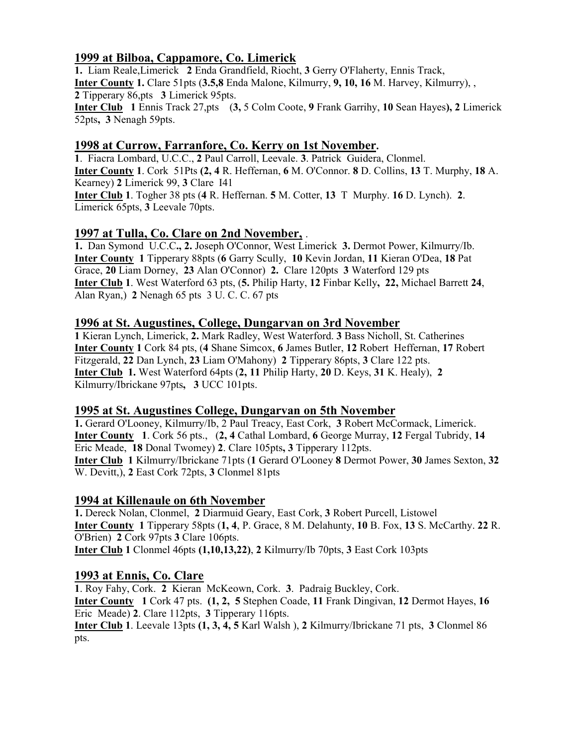## 1999 at Bilboa, Cappamore, Co. Limerick

**1.** Liam Reale,Limerick **2** Enda Grandfield, Riocht, **3** Gerry O'Flaherty, Ennis Track,
**Inter County 1.** Clare 51pts (**3.5,8** Enda Malone, Kilmurry, **9, 10, 16** M. Harvey, Kilmurry), ,
**2** Tipperary 86,pts **3** Limerick 95pts.
**Inter Club 1** Ennis Track 27,pts (**3,** 5 Colm Coote, **9** Frank Garrihy, **10** Sean Hayes**), 2** Limerick 52pts**, 3** Nenagh 59pts.

## 1998 at Currow, Farranfore, Co. Kerry on 1st November.

**1**. Fiacra Lombard, U.C.C., **2** Paul Carroll, Leevale. **3**. Patrick Guidera, Clonmel.
**Inter County 1**. Cork 51Pts **(2, 4** R. Heffernan, **6** M. O'Connor. **8** D. Collins, **13** T. Murphy, **18** A. Kearney) **2** Limerick 99, **3** Clare I41
**Inter Club 1**. Togher 38 pts (**4** R. Heffernan. **5** M. Cotter, **13** T Murphy. **16** D. Lynch). **2**. Limerick 65pts, **3** Leevale 70pts.

## 1997 at Tulla, Co. Clare on 2nd November, .

**1.** Dan Symond U.C.C**., 2.** Joseph O'Connor, West Limerick **3.** Dermot Power, Kilmurry/Ib.
**Inter County 1** Tipperary 88pts (**6** Garry Scully, **10** Kevin Jordan, **11** Kieran O'Dea, **18** Pat Grace, **20** Liam Dorney, **23** Alan O'Connor) **2.** Clare 120pts **3** Waterford 129 pts
**Inter Club 1**. West Waterford 63 pts, (**5.** Philip Harty, **12** Finbar Kelly**, 22,** Michael Barrett **24**, Alan Ryan,) **2** Nenagh 65 pts 3 U. C. C. 67 pts

## 1996 at St. Augustines, College, Dungarvan on 3rd November

**1** Kieran Lynch, Limerick, **2.** Mark Radley, West Waterford. **3** Bass Nicholl, St. Catherines
**Inter County 1** Cork 84 pts, (**4** Shane Simcox, **6** James Butler, **12** Robert Heffernan, **17** Robert Fitzgerald, **22** Dan Lynch, **23** Liam O'Mahony) **2** Tipperary 86pts, **3** Clare 122 pts.
**Inter Club 1.** West Waterford 64pts (**2, 11** Philip Harty, **20** D. Keys, **31** K. Healy), **2** Kilmurry/Ibrickane 97pts**, 3** UCC 101pts.

## 1995 at St. Augustines College, Dungarvan on 5th November

**1.** Gerard O'Looney, Kilmurry/Ib, 2 Paul Treacy, East Cork, **3** Robert McCormack, Limerick.
**Inter County 1**. Cork 56 pts., (**2, 4** Cathal Lombard, **6** George Murray, **12** Fergal Tubridy, **14** Eric Meade, **18** Donal Twomey) **2**. Clare 105pts**, 3** Tipperary 112pts.
**Inter Club 1** Kilmurry/Ibrickane 71pts (**1** Gerard O'Looney **8** Dermot Power, **30** James Sexton, **32** W. Devitt,), **2** East Cork 72pts, **3** Clonmel 81pts

## 1994 at Killenaule on 6th November

**1.** Dereck Nolan, Clonmel, **2** Diarmuid Geary, East Cork, **3** Robert Purcell, Listowel
**Inter County 1** Tipperary 58pts (**1, 4**, P. Grace, 8 M. Delahunty, **10** B. Fox, **13** S. McCarthy. **22** R. O'Brien) **2** Cork 97pts **3** Clare 106pts.
**Inter Club 1** Clonmel 46pts **(1,10,13,22)**, **2** Kilmurry/Ib 70pts, **3** East Cork 103pts

## 1993 at Ennis, Co. Clare

**1**. Roy Fahy, Cork. **2** Kieran McKeown, Cork. **3**. Padraig Buckley, Cork.
**Inter County 1** Cork 47 pts. **(1, 2, 5** Stephen Coade, **11** Frank Dingivan, **12** Dermot Hayes, **16** Eric Meade) **2**. Clare 112pts, **3** Tipperary 116pts.
**Inter Club 1**. Leevale 13pts **(1, 3, 4, 5** Karl Walsh ), **2** Kilmurry/Ibrickane 71 pts, **3** Clonmel 86 pts.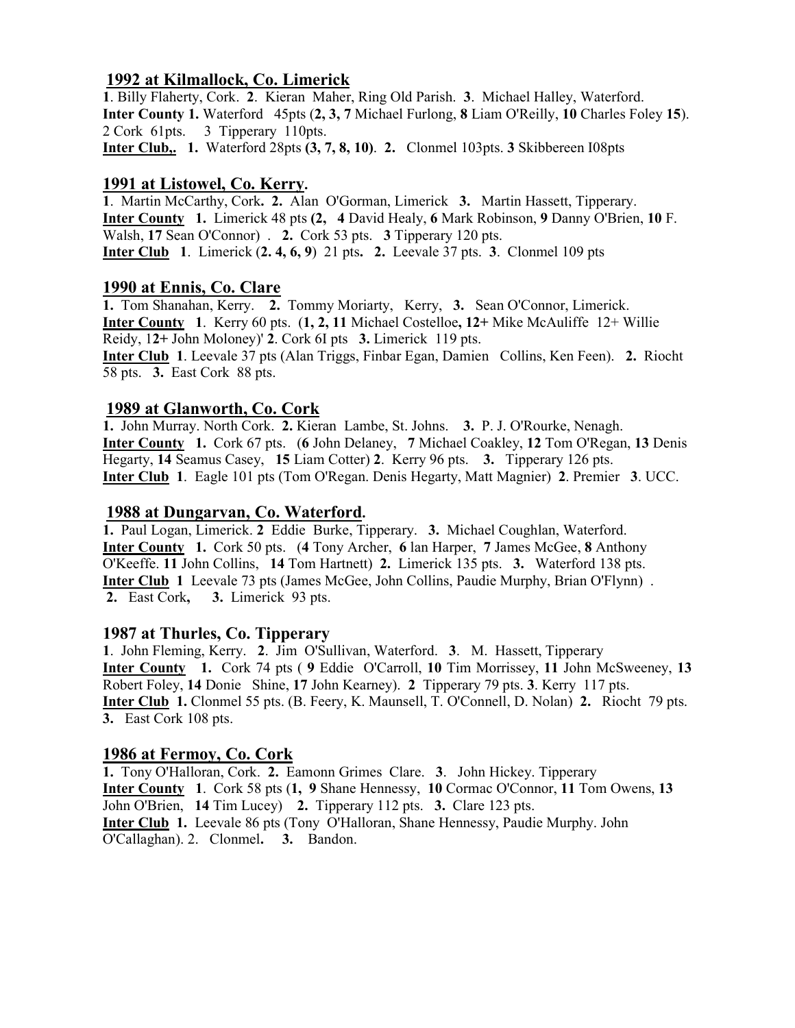## 1992 at Kilmallock, Co. Limerick

**1**. Billy Flaherty, Cork. **2**. Kieran Maher, Ring Old Parish. **3**. Michael Halley, Waterford.
**Inter County 1.** Waterford 45pts (**2, 3, 7** Michael Furlong, **8** Liam O'Reilly, **10** Charles Foley **15**). 2 Cork 61pts. 3 Tipperary 110pts.
**Inter Club,. 1.** Waterford 28pts **(3, 7, 8, 10)**. **2.** Clonmel 103pts. **3** Skibbereen I08pts

## 1991 at Listowel, Co. Kerry.

**1**. Martin McCarthy, Cork**. 2.** Alan O'Gorman, Limerick **3.** Martin Hassett, Tipperary.
**Inter County 1.** Limerick 48 pts **(2, 4** David Healy, **6** Mark Robinson, **9** Danny O'Brien, **10** F. Walsh, **17** Sean O'Connor) . **2.** Cork 53 pts. **3** Tipperary 120 pts.
**Inter Club 1**. Limerick (**2. 4, 6, 9**) 21 pts**. 2.** Leevale 37 pts. **3**. Clonmel 109 pts

## 1990 at Ennis, Co. Clare

**1.** Tom Shanahan, Kerry. **2.** Tommy Moriarty, Kerry, **3.** Sean O'Connor, Limerick.
**Inter County 1**. Kerry 60 pts. (**1, 2, 11** Michael Costelloe**, 12+** Mike McAuliffe 12+ Willie Reidy, 1**2+** John Moloney)' **2**. Cork 6I pts **3.** Limerick 119 pts.
**Inter Club 1**. Leevale 37 pts (Alan Triggs, Finbar Egan, Damien Collins, Ken Feen). **2.** Riocht 58 pts. **3.** East Cork 88 pts.

## 1989 at Glanworth, Co. Cork

**1.** John Murray. North Cork. **2.** Kieran Lambe, St. Johns. **3.** P. J. O'Rourke, Nenagh.
**Inter County 1.** Cork 67 pts. (**6** John Delaney, **7** Michael Coakley, **12** Tom O'Regan, **13** Denis Hegarty, **14** Seamus Casey, **15** Liam Cotter) **2**. Kerry 96 pts. **3.** Tipperary 126 pts.
**Inter Club 1**. Eagle 101 pts (Tom O'Regan. Denis Hegarty, Matt Magnier) **2**. Premier **3**. UCC.

## 1988 at Dungarvan, Co. Waterford.

**1.** Paul Logan, Limerick. **2** Eddie Burke, Tipperary. **3.** Michael Coughlan, Waterford.
**Inter County 1.** Cork 50 pts. (**4** Tony Archer, **6** lan Harper, **7** James McGee, **8** Anthony O'Keeffe. **11** John Collins, **14** Tom Hartnett) **2.** Limerick 135 pts. **3.** Waterford 138 pts.
**Inter Club 1** Leevale 73 pts (James McGee, John Collins, Paudie Murphy, Brian O'Flynn) .
**2.** East Cork**, 3.** Limerick 93 pts.

## 1987 at Thurles, Co. Tipperary

**1**. John Fleming, Kerry. **2**. Jim O'Sullivan, Waterford. **3**. M. Hassett, Tipperary
**Inter County 1.** Cork 74 pts ( **9** Eddie O'Carroll, **10** Tim Morrissey, **11** John McSweeney, **13** Robert Foley, **14** Donie Shine, **17** John Kearney). **2** Tipperary 79 pts. **3**. Kerry 117 pts.
**Inter Club 1.** Clonmel 55 pts. (B. Feery, K. Maunsell, T. O'Connell, D. Nolan) **2.** Riocht 79 pts.
**3.** East Cork 108 pts.

## 1986 at Fermoy, Co. Cork

**1.** Tony O'Halloran, Cork. **2.** Eamonn Grimes Clare. **3**. John Hickey. Tipperary
**Inter County 1**. Cork 58 pts (**1, 9** Shane Hennessy, **10** Cormac O'Connor, **11** Tom Owens, **13** John O'Brien, **14** Tim Lucey) **2.** Tipperary 112 pts. **3.** Clare 123 pts.
**Inter Club 1.** Leevale 86 pts (Tony O'Halloran, Shane Hennessy, Paudie Murphy. John O'Callaghan). 2. Clonmel**. 3.** Bandon.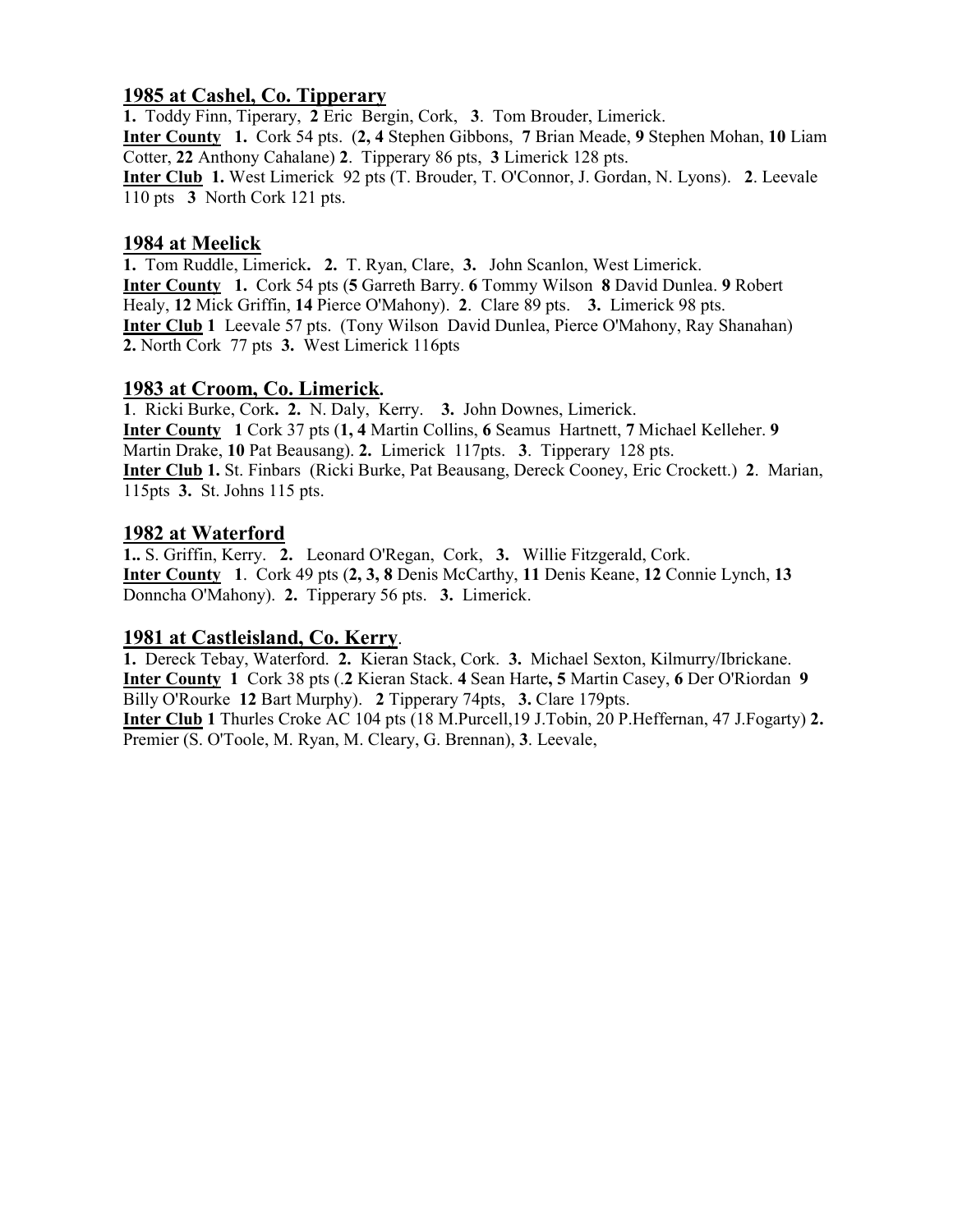## 1985 at Cashel, Co. Tipperary

**1.** Toddy Finn, Tiperary, **2** Eric Bergin, Cork, **3**. Tom Brouder, Limerick.
**Inter County** **1.** Cork 54 pts. (**2, 4** Stephen Gibbons, **7** Brian Meade, **9** Stephen Mohan, **10** Liam Cotter, **22** Anthony Cahalane) **2**. Tipperary 86 pts, **3** Limerick 128 pts.
**Inter Club** **1.** West Limerick 92 pts (T. Brouder, T. O'Connor, J. Gordan, N. Lyons). **2**. Leevale 110 pts **3** North Cork 121 pts.

## 1984 at Meelick

**1.** Tom Ruddle, Limerick**.** **2.** T. Ryan, Clare, **3.** John Scanlon, West Limerick.
**Inter County** **1.** Cork 54 pts (**5** Garreth Barry. **6** Tommy Wilson **8** David Dunlea. **9** Robert Healy, **12** Mick Griffin, **14** Pierce O'Mahony). **2**. Clare 89 pts. **3.** Limerick 98 pts.
**Inter Club 1** Leevale 57 pts. (Tony Wilson David Dunlea, Pierce O'Mahony, Ray Shanahan)
**2.** North Cork 77 pts **3.** West Limerick 116pts

## 1983 at Croom, Co. Limerick.

**1**. Ricki Burke, Cork**.** **2.** N. Daly, Kerry. **3.** John Downes, Limerick.
**Inter County** **1** Cork 37 pts (**1, 4** Martin Collins, **6** Seamus Hartnett, **7** Michael Kelleher. **9** Martin Drake, **10** Pat Beausang). **2.** Limerick 117pts. **3**. Tipperary 128 pts.
**Inter Club 1.** St. Finbars (Ricki Burke, Pat Beausang, Dereck Cooney, Eric Crockett.) **2**. Marian, 115pts **3.** St. Johns 115 pts.

## 1982 at Waterford

**1..** S. Griffin, Kerry. **2.** Leonard O'Regan, Cork, **3.** Willie Fitzgerald, Cork.
**Inter County** **1**. Cork 49 pts (**2, 3, 8** Denis McCarthy, **11** Denis Keane, **12** Connie Lynch, **13** Donncha O'Mahony). **2.** Tipperary 56 pts. **3.** Limerick.

## 1981 at Castleisland, Co. Kerry.

**1.** Dereck Tebay, Waterford. **2.** Kieran Stack, Cork. **3.** Michael Sexton, Kilmurry/Ibrickane.
**Inter County** **1** Cork 38 pts (.**2** Kieran Stack. **4** Sean Harte**,** **5** Martin Casey, **6** Der O'Riordan **9** Billy O'Rourke **12** Bart Murphy). **2** Tipperary 74pts, **3.** Clare 179pts.
**Inter Club 1** Thurles Croke AC 104 pts (18 M.Purcell,19 J.Tobin, 20 P.Heffernan, 47 J.Fogarty) **2.** Premier (S. O'Toole, M. Ryan, M. Cleary, G. Brennan), **3**. Leevale,